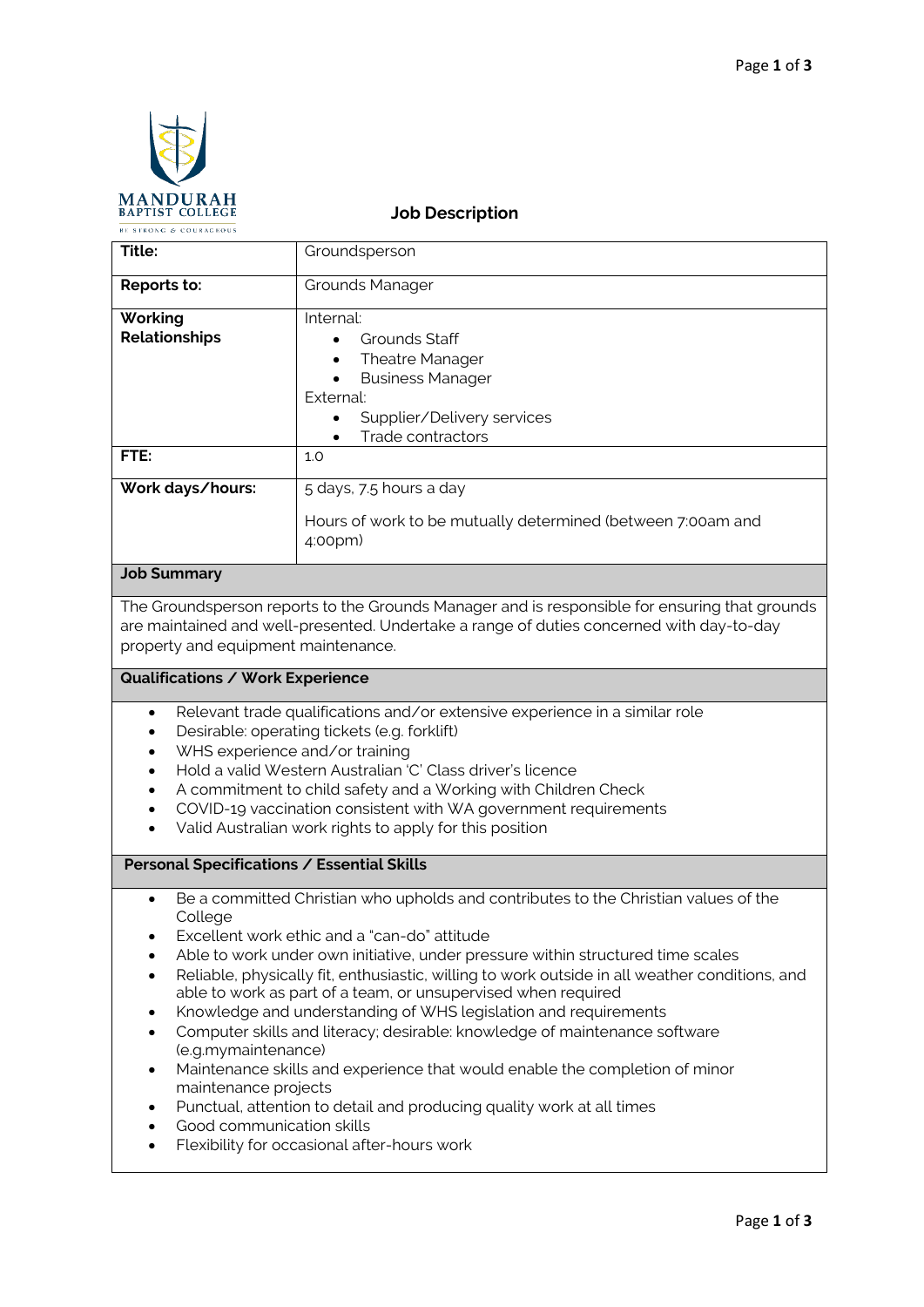MANDURAH BAPTIST COLLEGE

BE STRONG & COURAGEOUS

# Job Description

| **Title:** | Groundsperson |
|---|---|
| **Reports to:** | Grounds Manager |
| **Working Relationships** | Internal:<br>• Grounds Staff<br>• Theatre Manager<br>• Business Manager<br>External:<br>• Supplier/Delivery services<br>• Trade contractors |
| **FTE:** | 1.0 |
| **Work days/hours:** | 5 days, 7.5 hours a day<br><br>Hours of work to be mutually determined (between 7:00am and 4:00pm) |

## Job Summary

The Groundsperson reports to the Grounds Manager and is responsible for ensuring that grounds are maintained and well-presented. Undertake a range of duties concerned with day-to-day property and equipment maintenance.

## Qualifications / Work Experience

- Relevant trade qualifications and/or extensive experience in a similar role
- Desirable: operating tickets (e.g. forklift)
- WHS experience and/or training
- Hold a valid Western Australian 'C' Class driver's licence
- A commitment to child safety and a Working with Children Check
- COVID-19 vaccination consistent with WA government requirements
- Valid Australian work rights to apply for this position

## Personal Specifications / Essential Skills

- Be a committed Christian who upholds and contributes to the Christian values of the College
- Excellent work ethic and a "can-do" attitude
- Able to work under own initiative, under pressure within structured time scales
- Reliable, physically fit, enthusiastic, willing to work outside in all weather conditions, and able to work as part of a team, or unsupervised when required
- Knowledge and understanding of WHS legislation and requirements
- Computer skills and literacy; desirable: knowledge of maintenance software (e.g.mymaintenance)
- Maintenance skills and experience that would enable the completion of minor maintenance projects
- Punctual, attention to detail and producing quality work at all times
- Good communication skills
- Flexibility for occasional after-hours work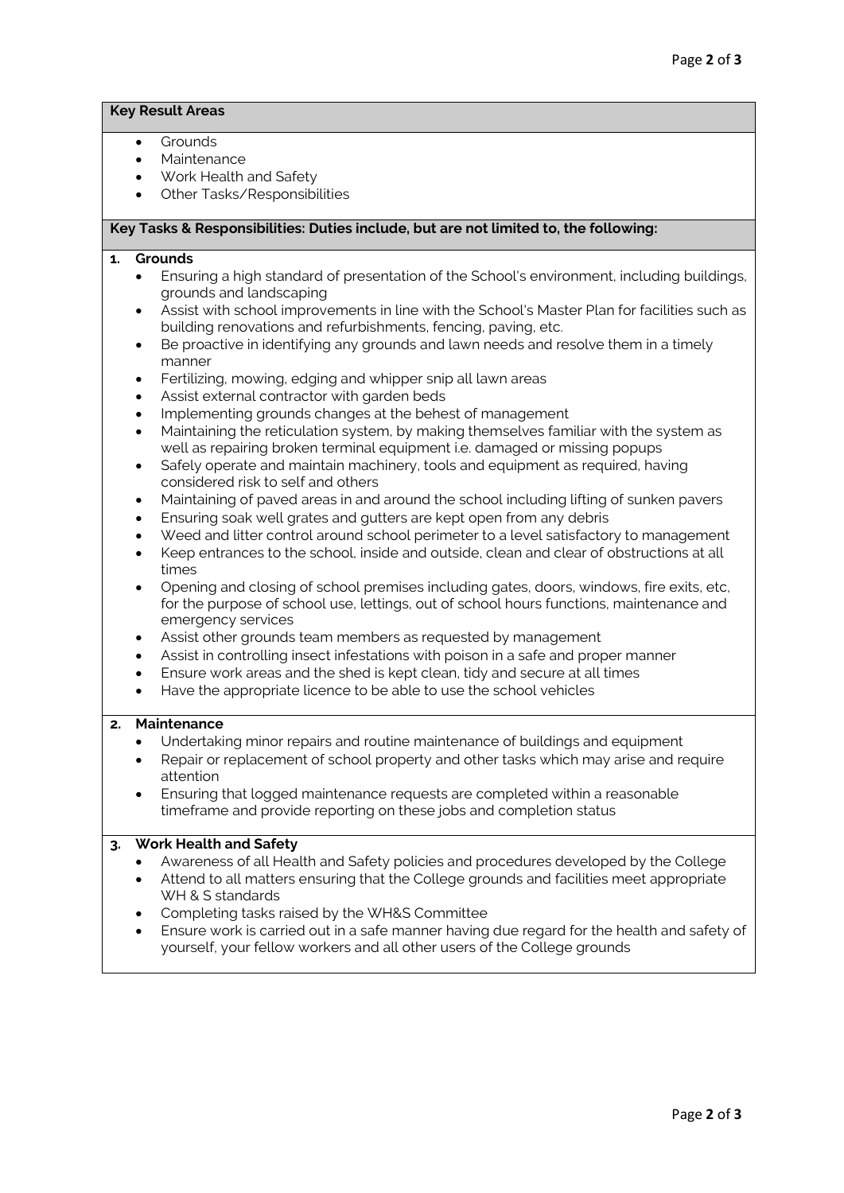## Key Result Areas

- Grounds
- Maintenance
- Work Health and Safety
- Other Tasks/Responsibilities

## Key Tasks & Responsibilities: Duties include, but are not limited to, the following:

### 1. Grounds

- Ensuring a high standard of presentation of the School's environment, including buildings, grounds and landscaping
- Assist with school improvements in line with the School's Master Plan for facilities such as building renovations and refurbishments, fencing, paving, etc.
- Be proactive in identifying any grounds and lawn needs and resolve them in a timely manner
- Fertilizing, mowing, edging and whipper snip all lawn areas
- Assist external contractor with garden beds
- Implementing grounds changes at the behest of management
- Maintaining the reticulation system, by making themselves familiar with the system as well as repairing broken terminal equipment i.e. damaged or missing popups
- Safely operate and maintain machinery, tools and equipment as required, having considered risk to self and others
- Maintaining of paved areas in and around the school including lifting of sunken pavers
- Ensuring soak well grates and gutters are kept open from any debris
- Weed and litter control around school perimeter to a level satisfactory to management
- Keep entrances to the school, inside and outside, clean and clear of obstructions at all times
- Opening and closing of school premises including gates, doors, windows, fire exits, etc, for the purpose of school use, lettings, out of school hours functions, maintenance and emergency services
- Assist other grounds team members as requested by management
- Assist in controlling insect infestations with poison in a safe and proper manner
- Ensure work areas and the shed is kept clean, tidy and secure at all times
- Have the appropriate licence to be able to use the school vehicles

### 2. Maintenance

- Undertaking minor repairs and routine maintenance of buildings and equipment
- Repair or replacement of school property and other tasks which may arise and require attention
- Ensuring that logged maintenance requests are completed within a reasonable timeframe and provide reporting on these jobs and completion status

### 3. Work Health and Safety

- Awareness of all Health and Safety policies and procedures developed by the College
- Attend to all matters ensuring that the College grounds and facilities meet appropriate WH & S standards
- Completing tasks raised by the WH&S Committee
- Ensure work is carried out in a safe manner having due regard for the health and safety of yourself, your fellow workers and all other users of the College grounds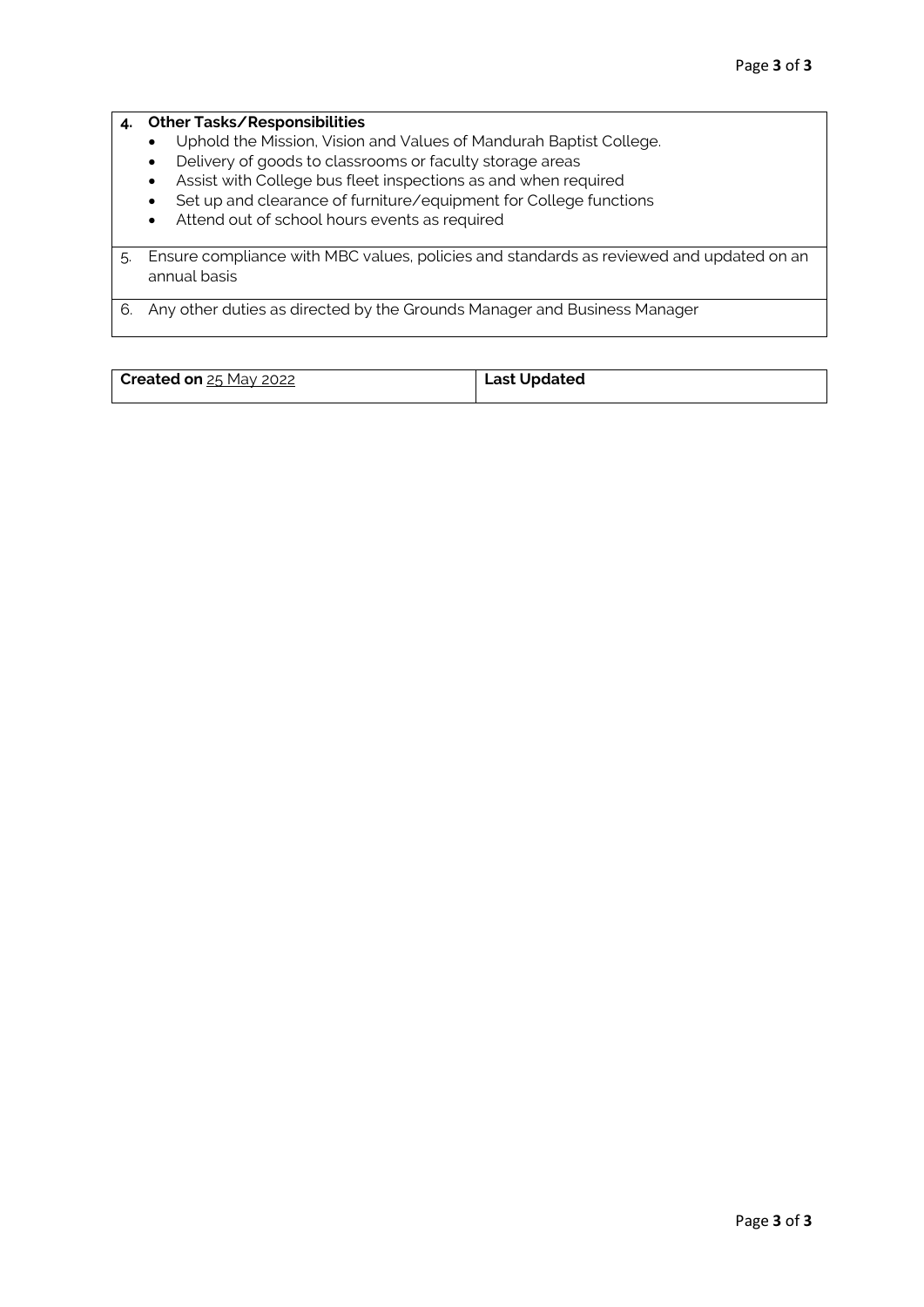**4. Other Tasks/Responsibilities**

- Uphold the Mission, Vision and Values of Mandurah Baptist College.
- Delivery of goods to classrooms or faculty storage areas
- Assist with College bus fleet inspections as and when required
- Set up and clearance of furniture/equipment for College functions
- Attend out of school hours events as required

5. Ensure compliance with MBC values, policies and standards as reviewed and updated on an annual basis

6. Any other duties as directed by the Grounds Manager and Business Manager

| | |
|---|---|
| **Created on** 25 May 2022 | **Last Updated** |